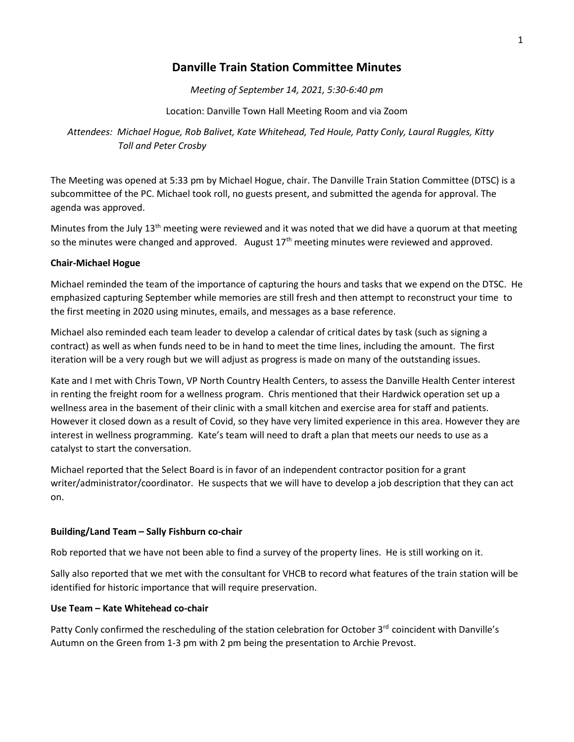# Danville Train Station Committee Minutes

*Meeting of September 14, 2021, 5:30-6:40 pm*

Location: Danville Town Hall Meeting Room and via Zoom

*Attendees: Michael Hogue, Rob Balivet, Kate Whitehead, Ted Houle, Patty Conly, Laural Ruggles, Kitty Toll and Peter Crosby*

The Meeting was opened at 5:33 pm by Michael Hogue, chair. The Danville Train Station Committee (DTSC) is a subcommittee of the PC. Michael took roll, no guests present, and submitted the agenda for approval. The agenda was approved.

Minutes from the July 13th meeting were reviewed and it was noted that we did have a quorum at that meeting so the minutes were changed and approved. August 17th meeting minutes were reviewed and approved.

**Chair-Michael Hogue**

Michael reminded the team of the importance of capturing the hours and tasks that we expend on the DTSC. He emphasized capturing September while memories are still fresh and then attempt to reconstruct your time to the first meeting in 2020 using minutes, emails, and messages as a base reference.

Michael also reminded each team leader to develop a calendar of critical dates by task (such as signing a contract) as well as when funds need to be in hand to meet the time lines, including the amount. The first iteration will be a very rough but we will adjust as progress is made on many of the outstanding issues.

Kate and I met with Chris Town, VP North Country Health Centers, to assess the Danville Health Center interest in renting the freight room for a wellness program. Chris mentioned that their Hardwick operation set up a wellness area in the basement of their clinic with a small kitchen and exercise area for staff and patients. However it closed down as a result of Covid, so they have very limited experience in this area. However they are interest in wellness programming. Kate's team will need to draft a plan that meets our needs to use as a catalyst to start the conversation.

Michael reported that the Select Board is in favor of an independent contractor position for a grant writer/administrator/coordinator. He suspects that we will have to develop a job description that they can act on.

**Building/Land Team – Sally Fishburn co-chair**

Rob reported that we have not been able to find a survey of the property lines. He is still working on it.

Sally also reported that we met with the consultant for VHCB to record what features of the train station will be identified for historic importance that will require preservation.

**Use Team – Kate Whitehead co-chair**

Patty Conly confirmed the rescheduling of the station celebration for October 3rd coincident with Danville's Autumn on the Green from 1-3 pm with 2 pm being the presentation to Archie Prevost.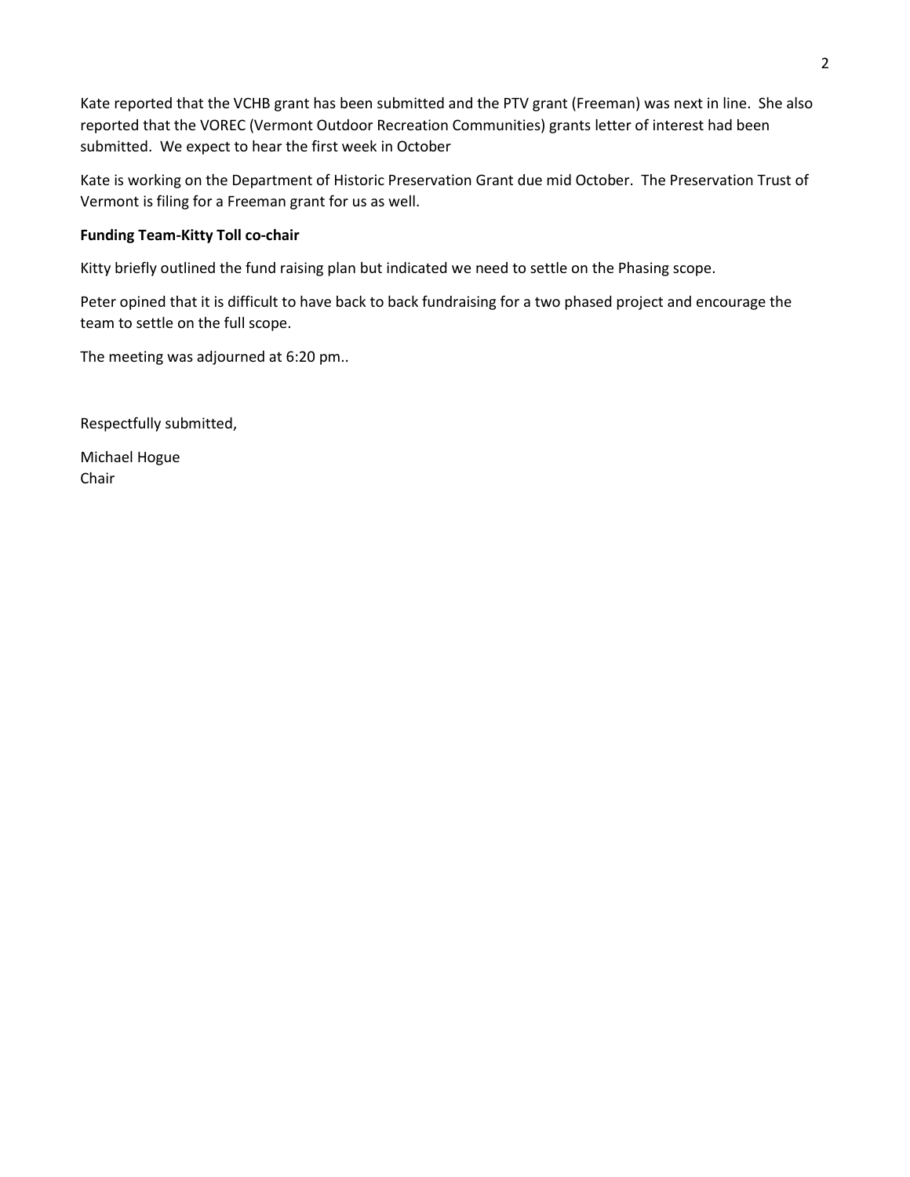Kate reported that the VCHB grant has been submitted and the PTV grant (Freeman) was next in line. She also reported that the VOREC (Vermont Outdoor Recreation Communities) grants letter of interest had been submitted. We expect to hear the first week in October

Kate is working on the Department of Historic Preservation Grant due mid October. The Preservation Trust of Vermont is filing for a Freeman grant for us as well.

**Funding Team-Kitty Toll co-chair**

Kitty briefly outlined the fund raising plan but indicated we need to settle on the Phasing scope.

Peter opined that it is difficult to have back to back fundraising for a two phased project and encourage the team to settle on the full scope.

The meeting was adjourned at 6:20 pm..

Respectfully submitted,

Michael Hogue
Chair